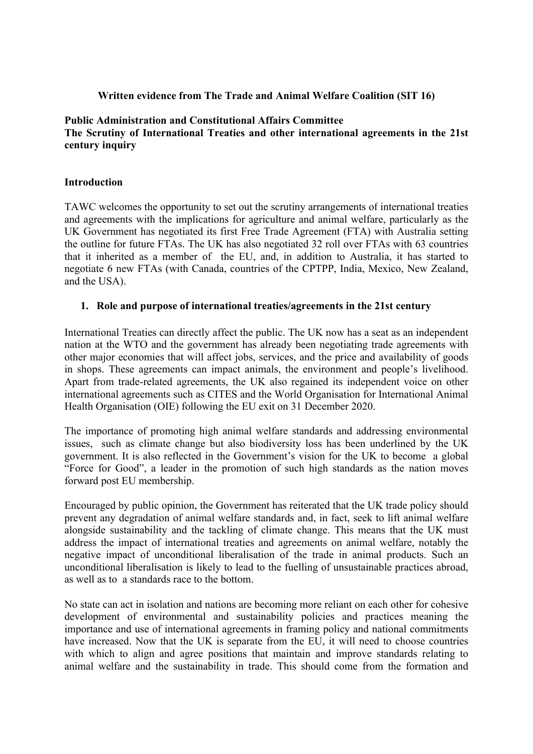**Written evidence from The Trade and Animal Welfare Coalition (SIT 16)**

**Public Administration and Constitutional Affairs Committee**
**The Scrutiny of International Treaties and other international agreements in the 21st century inquiry**

## Introduction

TAWC welcomes the opportunity to set out the scrutiny arrangements of international treaties and agreements with the implications for agriculture and animal welfare, particularly as the UK Government has negotiated its first Free Trade Agreement (FTA) with Australia setting the outline for future FTAs. The UK has also negotiated 32 roll over FTAs with 63 countries that it inherited as a member of the EU, and, in addition to Australia, it has started to negotiate 6 new FTAs (with Canada, countries of the CPTPP, India, Mexico, New Zealand, and the USA).

### 1. Role and purpose of international treaties/agreements in the 21st century

International Treaties can directly affect the public. The UK now has a seat as an independent nation at the WTO and the government has already been negotiating trade agreements with other major economies that will affect jobs, services, and the price and availability of goods in shops. These agreements can impact animals, the environment and people's livelihood. Apart from trade-related agreements, the UK also regained its independent voice on other international agreements such as CITES and the World Organisation for International Animal Health Organisation (OIE) following the EU exit on 31 December 2020.

The importance of promoting high animal welfare standards and addressing environmental issues, such as climate change but also biodiversity loss has been underlined by the UK government. It is also reflected in the Government's vision for the UK to become a global "Force for Good", a leader in the promotion of such high standards as the nation moves forward post EU membership.

Encouraged by public opinion, the Government has reiterated that the UK trade policy should prevent any degradation of animal welfare standards and, in fact, seek to lift animal welfare alongside sustainability and the tackling of climate change. This means that the UK must address the impact of international treaties and agreements on animal welfare, notably the negative impact of unconditional liberalisation of the trade in animal products. Such an unconditional liberalisation is likely to lead to the fuelling of unsustainable practices abroad, as well as to a standards race to the bottom.

No state can act in isolation and nations are becoming more reliant on each other for cohesive development of environmental and sustainability policies and practices meaning the importance and use of international agreements in framing policy and national commitments have increased. Now that the UK is separate from the EU, it will need to choose countries with which to align and agree positions that maintain and improve standards relating to animal welfare and the sustainability in trade. This should come from the formation and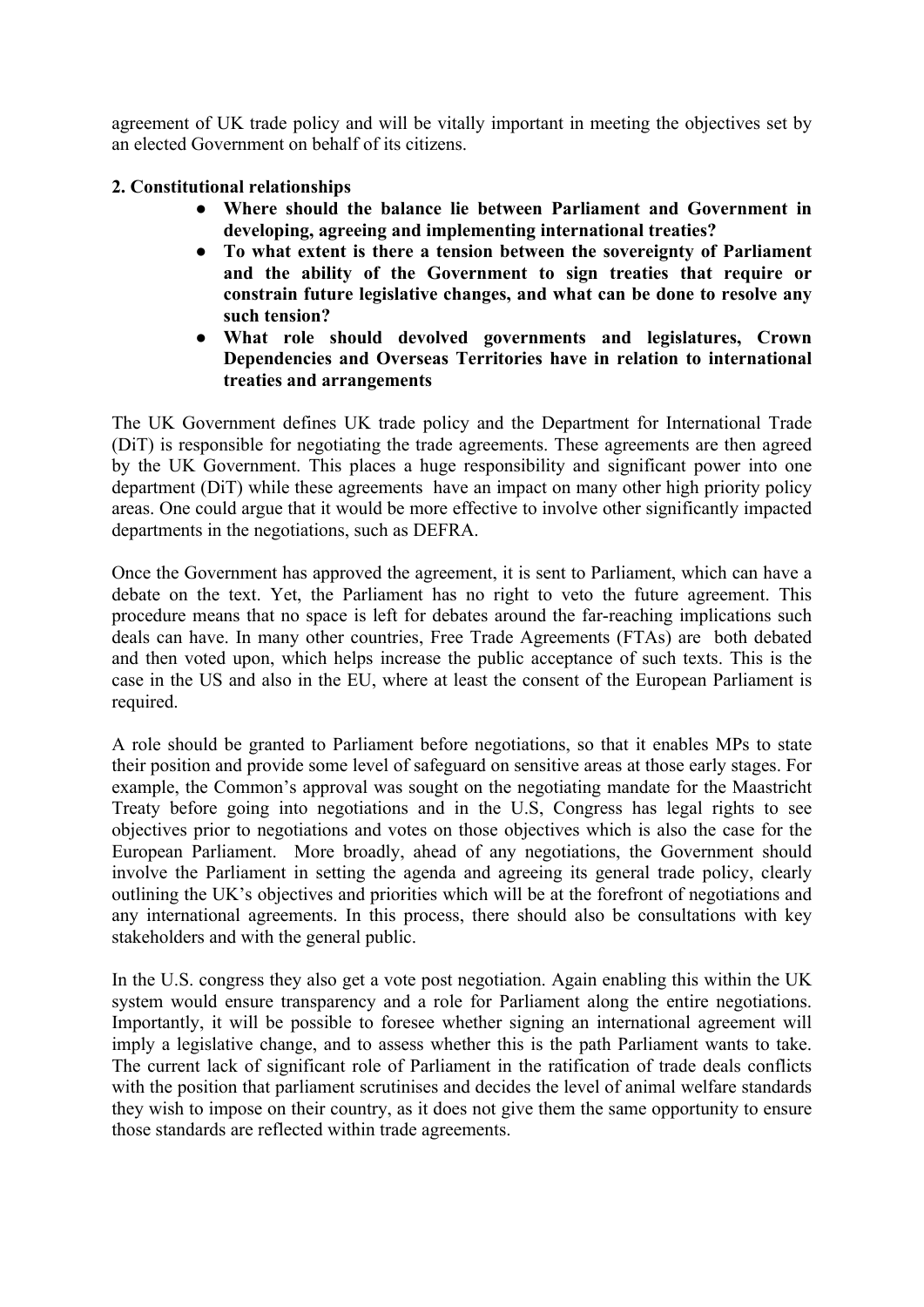agreement of UK trade policy and will be vitally important in meeting the objectives set by an elected Government on behalf of its citizens.

**2. Constitutional relationships**

- **Where should the balance lie between Parliament and Government in developing, agreeing and implementing international treaties?**
- **To what extent is there a tension between the sovereignty of Parliament and the ability of the Government to sign treaties that require or constrain future legislative changes, and what can be done to resolve any such tension?**
- **What role should devolved governments and legislatures, Crown Dependencies and Overseas Territories have in relation to international treaties and arrangements**

The UK Government defines UK trade policy and the Department for International Trade (DiT) is responsible for negotiating the trade agreements. These agreements are then agreed by the UK Government. This places a huge responsibility and significant power into one department (DiT) while these agreements have an impact on many other high priority policy areas. One could argue that it would be more effective to involve other significantly impacted departments in the negotiations, such as DEFRA.

Once the Government has approved the agreement, it is sent to Parliament, which can have a debate on the text. Yet, the Parliament has no right to veto the future agreement. This procedure means that no space is left for debates around the far-reaching implications such deals can have. In many other countries, Free Trade Agreements (FTAs) are both debated and then voted upon, which helps increase the public acceptance of such texts. This is the case in the US and also in the EU, where at least the consent of the European Parliament is required.

A role should be granted to Parliament before negotiations, so that it enables MPs to state their position and provide some level of safeguard on sensitive areas at those early stages. For example, the Common's approval was sought on the negotiating mandate for the Maastricht Treaty before going into negotiations and in the U.S, Congress has legal rights to see objectives prior to negotiations and votes on those objectives which is also the case for the European Parliament. More broadly, ahead of any negotiations, the Government should involve the Parliament in setting the agenda and agreeing its general trade policy, clearly outlining the UK's objectives and priorities which will be at the forefront of negotiations and any international agreements. In this process, there should also be consultations with key stakeholders and with the general public.

In the U.S. congress they also get a vote post negotiation. Again enabling this within the UK system would ensure transparency and a role for Parliament along the entire negotiations. Importantly, it will be possible to foresee whether signing an international agreement will imply a legislative change, and to assess whether this is the path Parliament wants to take. The current lack of significant role of Parliament in the ratification of trade deals conflicts with the position that parliament scrutinises and decides the level of animal welfare standards they wish to impose on their country, as it does not give them the same opportunity to ensure those standards are reflected within trade agreements.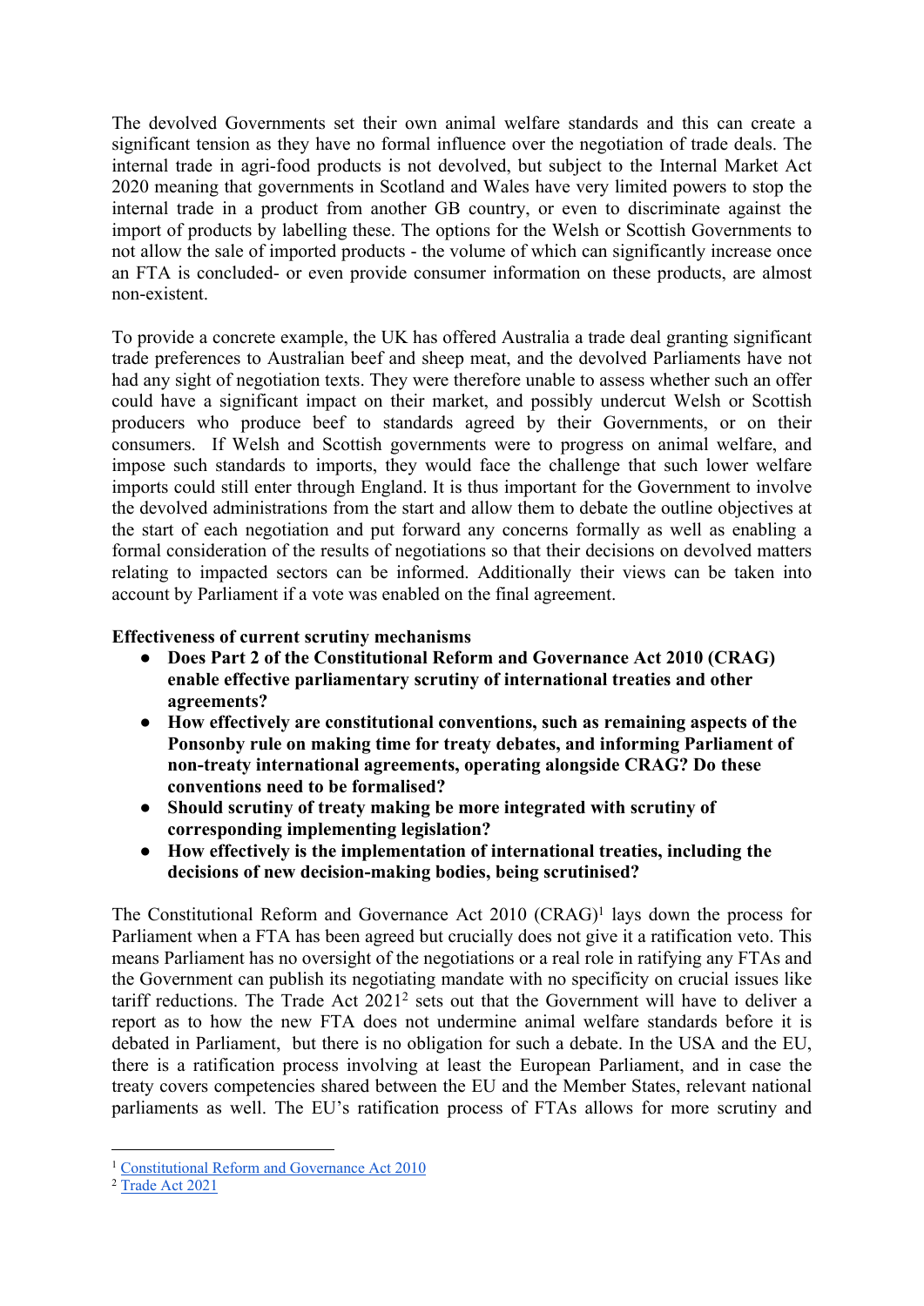The devolved Governments set their own animal welfare standards and this can create a significant tension as they have no formal influence over the negotiation of trade deals. The internal trade in agri-food products is not devolved, but subject to the Internal Market Act 2020 meaning that governments in Scotland and Wales have very limited powers to stop the internal trade in a product from another GB country, or even to discriminate against the import of products by labelling these. The options for the Welsh or Scottish Governments to not allow the sale of imported products - the volume of which can significantly increase once an FTA is concluded- or even provide consumer information on these products, are almost non-existent.

To provide a concrete example, the UK has offered Australia a trade deal granting significant trade preferences to Australian beef and sheep meat, and the devolved Parliaments have not had any sight of negotiation texts. They were therefore unable to assess whether such an offer could have a significant impact on their market, and possibly undercut Welsh or Scottish producers who produce beef to standards agreed by their Governments, or on their consumers. If Welsh and Scottish governments were to progress on animal welfare, and impose such standards to imports, they would face the challenge that such lower welfare imports could still enter through England. It is thus important for the Government to involve the devolved administrations from the start and allow them to debate the outline objectives at the start of each negotiation and put forward any concerns formally as well as enabling a formal consideration of the results of negotiations so that their decisions on devolved matters relating to impacted sectors can be informed. Additionally their views can be taken into account by Parliament if a vote was enabled on the final agreement.

**Effectiveness of current scrutiny mechanisms**

- **Does Part 2 of the Constitutional Reform and Governance Act 2010 (CRAG) enable effective parliamentary scrutiny of international treaties and other agreements?**
- **How effectively are constitutional conventions, such as remaining aspects of the Ponsonby rule on making time for treaty debates, and informing Parliament of non-treaty international agreements, operating alongside CRAG? Do these conventions need to be formalised?**
- **Should scrutiny of treaty making be more integrated with scrutiny of corresponding implementing legislation?**
- **How effectively is the implementation of international treaties, including the decisions of new decision-making bodies, being scrutinised?**

The Constitutional Reform and Governance Act 2010 (CRAG)[1] lays down the process for Parliament when a FTA has been agreed but crucially does not give it a ratification veto. This means Parliament has no oversight of the negotiations or a real role in ratifying any FTAs and the Government can publish its negotiating mandate with no specificity on crucial issues like tariff reductions. The Trade Act 2021[2] sets out that the Government will have to deliver a report as to how the new FTA does not undermine animal welfare standards before it is debated in Parliament, but there is no obligation for such a debate. In the USA and the EU, there is a ratification process involving at least the European Parliament, and in case the treaty covers competencies shared between the EU and the Member States, relevant national parliaments as well. The EU's ratification process of FTAs allows for more scrutiny and

---

[1] Constitutional Reform and Governance Act 2010

[2] Trade Act 2021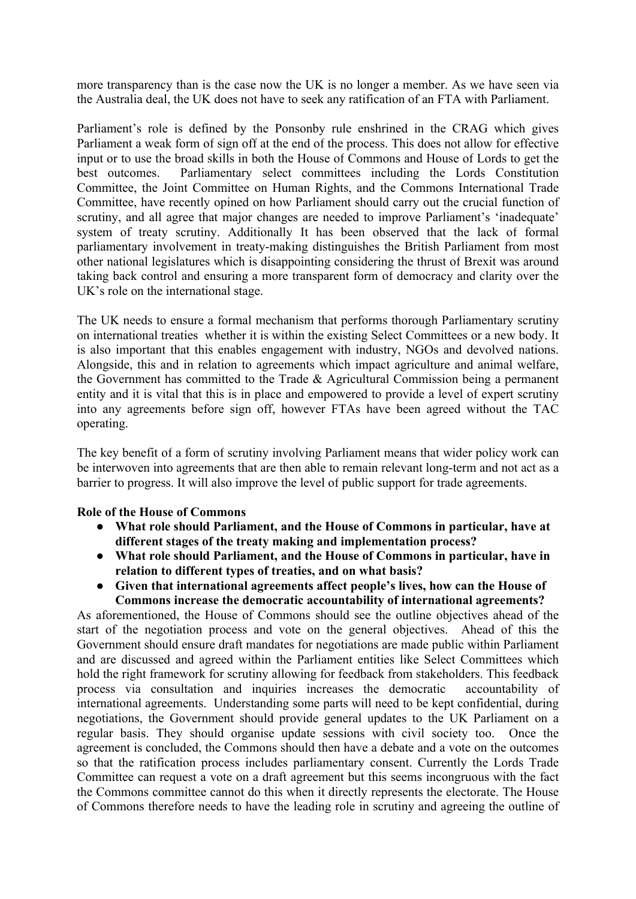more transparency than is the case now the UK is no longer a member. As we have seen via the Australia deal, the UK does not have to seek any ratification of an FTA with Parliament.

Parliament's role is defined by the Ponsonby rule enshrined in the CRAG which gives Parliament a weak form of sign off at the end of the process. This does not allow for effective input or to use the broad skills in both the House of Commons and House of Lords to get the best outcomes. Parliamentary select committees including the Lords Constitution Committee, the Joint Committee on Human Rights, and the Commons International Trade Committee, have recently opined on how Parliament should carry out the crucial function of scrutiny, and all agree that major changes are needed to improve Parliament's 'inadequate' system of treaty scrutiny. Additionally It has been observed that the lack of formal parliamentary involvement in treaty-making distinguishes the British Parliament from most other national legislatures which is disappointing considering the thrust of Brexit was around taking back control and ensuring a more transparent form of democracy and clarity over the UK's role on the international stage.

The UK needs to ensure a formal mechanism that performs thorough Parliamentary scrutiny on international treaties whether it is within the existing Select Committees or a new body. It is also important that this enables engagement with industry, NGOs and devolved nations. Alongside, this and in relation to agreements which impact agriculture and animal welfare, the Government has committed to the Trade & Agricultural Commission being a permanent entity and it is vital that this is in place and empowered to provide a level of expert scrutiny into any agreements before sign off, however FTAs have been agreed without the TAC operating.

The key benefit of a form of scrutiny involving Parliament means that wider policy work can be interwoven into agreements that are then able to remain relevant long-term and not act as a barrier to progress. It will also improve the level of public support for trade agreements.

**Role of the House of Commons**

- **What role should Parliament, and the House of Commons in particular, have at different stages of the treaty making and implementation process?**
- **What role should Parliament, and the House of Commons in particular, have in relation to different types of treaties, and on what basis?**
- **Given that international agreements affect people's lives, how can the House of Commons increase the democratic accountability of international agreements?**

As aforementioned, the House of Commons should see the outline objectives ahead of the start of the negotiation process and vote on the general objectives. Ahead of this the Government should ensure draft mandates for negotiations are made public within Parliament and are discussed and agreed within the Parliament entities like Select Committees which hold the right framework for scrutiny allowing for feedback from stakeholders. This feedback process via consultation and inquiries increases the democratic accountability of international agreements. Understanding some parts will need to be kept confidential, during negotiations, the Government should provide general updates to the UK Parliament on a regular basis. They should organise update sessions with civil society too. Once the agreement is concluded, the Commons should then have a debate and a vote on the outcomes so that the ratification process includes parliamentary consent. Currently the Lords Trade Committee can request a vote on a draft agreement but this seems incongruous with the fact the Commons committee cannot do this when it directly represents the electorate. The House of Commons therefore needs to have the leading role in scrutiny and agreeing the outline of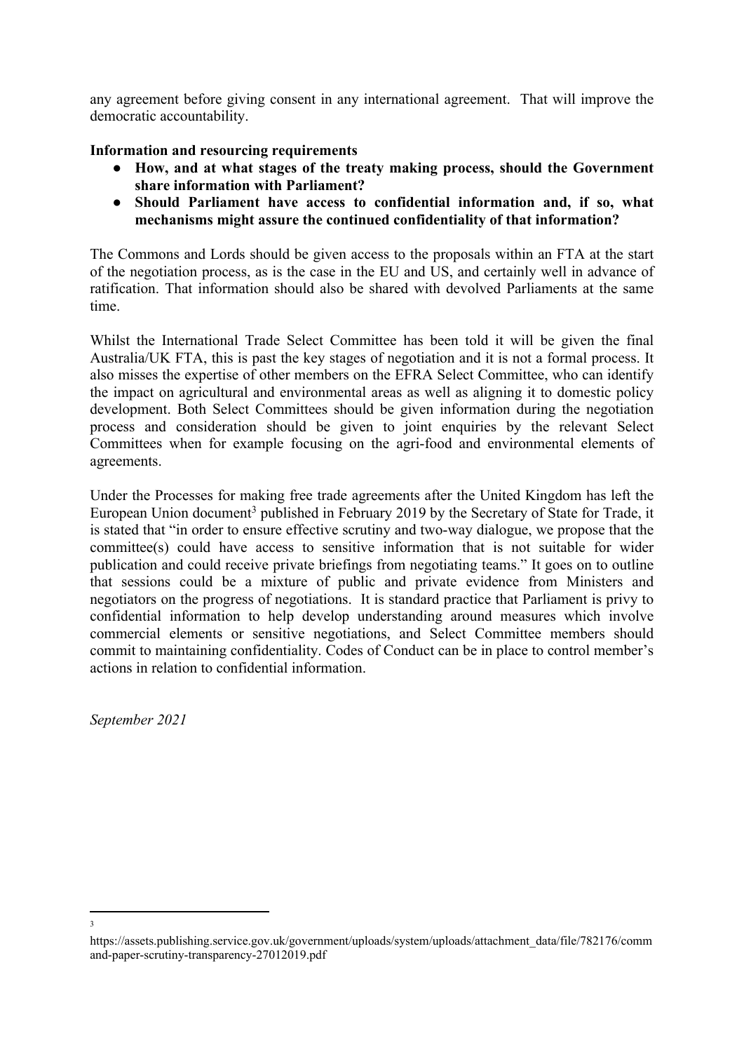any agreement before giving consent in any international agreement. That will improve the democratic accountability.

**Information and resourcing requirements**

- **How, and at what stages of the treaty making process, should the Government share information with Parliament?**
- **Should Parliament have access to confidential information and, if so, what mechanisms might assure the continued confidentiality of that information?**

The Commons and Lords should be given access to the proposals within an FTA at the start of the negotiation process, as is the case in the EU and US, and certainly well in advance of ratification. That information should also be shared with devolved Parliaments at the same time.

Whilst the International Trade Select Committee has been told it will be given the final Australia/UK FTA, this is past the key stages of negotiation and it is not a formal process. It also misses the expertise of other members on the EFRA Select Committee, who can identify the impact on agricultural and environmental areas as well as aligning it to domestic policy development. Both Select Committees should be given information during the negotiation process and consideration should be given to joint enquiries by the relevant Select Committees when for example focusing on the agri-food and environmental elements of agreements.

Under the Processes for making free trade agreements after the United Kingdom has left the European Union document[3] published in February 2019 by the Secretary of State for Trade, it is stated that "in order to ensure effective scrutiny and two-way dialogue, we propose that the committee(s) could have access to sensitive information that is not suitable for wider publication and could receive private briefings from negotiating teams." It goes on to outline that sessions could be a mixture of public and private evidence from Ministers and negotiators on the progress of negotiations. It is standard practice that Parliament is privy to confidential information to help develop understanding around measures which involve commercial elements or sensitive negotiations, and Select Committee members should commit to maintaining confidentiality. Codes of Conduct can be in place to control member's actions in relation to confidential information.

*September 2021*

---

[3] https://assets.publishing.service.gov.uk/government/uploads/system/uploads/attachment_data/file/782176/command-paper-scrutiny-transparency-27012019.pdf